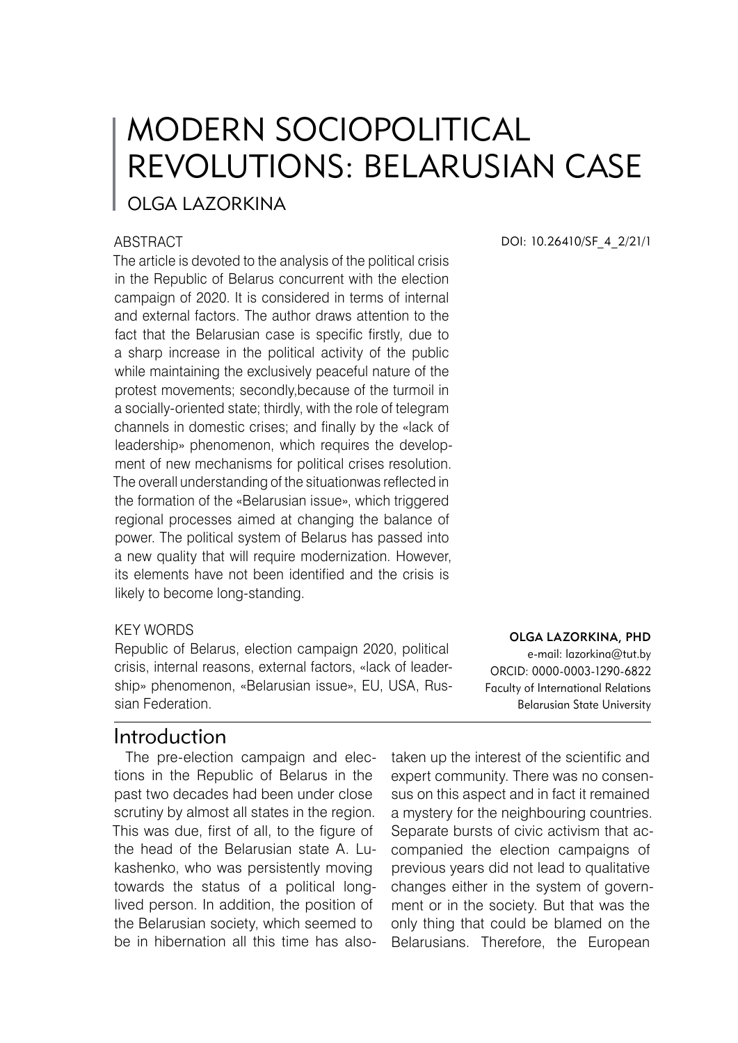# MODERN SOCIOPOLITICAL REVOLUTIONS: BELARUSIAN CASE

OLGA LAZORKINA

ABSTRACT

DOI: 10.26410/SF_4_2/21/1

The article is devoted to the analysis of the political crisis in the Republic of Belarus concurrent with the election campaign of 2020. It is considered in terms of internal and external factors. The author draws attention to the fact that the Belarusian case is specific firstly, due to a sharp increase in the political activity of the public while maintaining the exclusively peaceful nature of the protest movements; secondly,because of the turmoil in a socially-oriented state; thirdly, with the role of telegram channels in domestic crises; and finally by the «lack of leadership» phenomenon, which requires the development of new mechanisms for political crises resolution. The overall understanding of the situationwas reflected in the formation of the «Belarusian issue», which triggered regional processes aimed at changing the balance of power. The political system of Belarus has passed into a new quality that will require modernization. However, its elements have not been identified and the crisis is likely to become long-standing.

KEY WORDS

Republic of Belarus, election campaign 2020, political crisis, internal reasons, external factors, «lack of leadership» phenomenon, «Belarusian issue», EU, USA, Russian Federation.

**OLGA LAZORKINA, PHD**
e-mail: lazorkina@tut.by
ORCID: 0000-0003-1290-6822
Faculty of International Relations
Belarusian State University

## Introduction

The pre-election campaign and elections in the Republic of Belarus in the past two decades had been under close scrutiny by almost all states in the region. This was due, first of all, to the figure of the head of the Belarusian state A. Lukashenko, who was persistently moving towards the status of a political long-lived person. In addition, the position of the Belarusian society, which seemed to be in hibernation all this time has also taken up the interest of the scientific and expert community. There was no consensus on this aspect and in fact it remained a mystery for the neighbouring countries. Separate bursts of civic activism that accompanied the election campaigns of previous years did not lead to qualitative changes either in the system of government or in the society. But that was the only thing that could be blamed on the Belarusians. Therefore, the European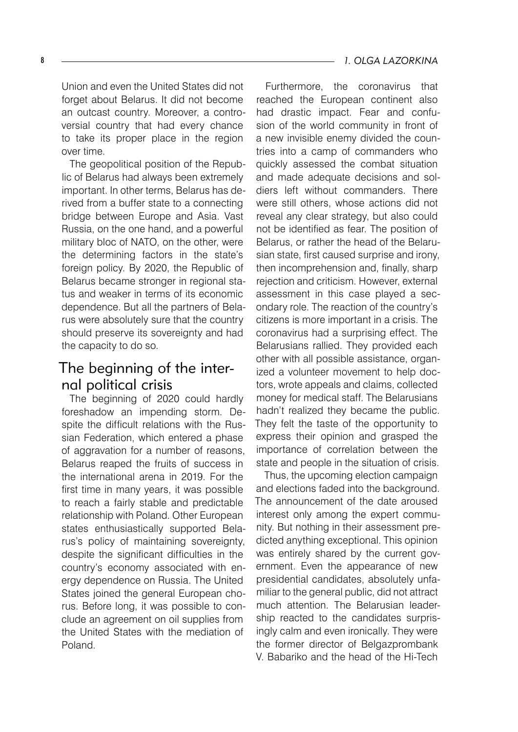Union and even the United States did not forget about Belarus. It did not become an outcast country. Moreover, a controversial country that had every chance to take its proper place in the region over time.

The geopolitical position of the Republic of Belarus had always been extremely important. In other terms, Belarus has derived from a buffer state to a connecting bridge between Europe and Asia. Vast Russia, on the one hand, and a powerful military bloc of NATO, on the other, were the determining factors in the state's foreign policy. By 2020, the Republic of Belarus became stronger in regional status and weaker in terms of its economic dependence. But all the partners of Belarus were absolutely sure that the country should preserve its sovereignty and had the capacity to do so.

## The beginning of the internal political crisis

The beginning of 2020 could hardly foreshadow an impending storm. Despite the difficult relations with the Russian Federation, which entered a phase of aggravation for a number of reasons, Belarus reaped the fruits of success in the international arena in 2019. For the first time in many years, it was possible to reach a fairly stable and predictable relationship with Poland. Other European states enthusiastically supported Belarus's policy of maintaining sovereignty, despite the significant difficulties in the country's economy associated with energy dependence on Russia. The United States joined the general European chorus. Before long, it was possible to conclude an agreement on oil supplies from the United States with the mediation of Poland.

Furthermore, the coronavirus that reached the European continent also had drastic impact. Fear and confusion of the world community in front of a new invisible enemy divided the countries into a camp of commanders who quickly assessed the combat situation and made adequate decisions and soldiers left without commanders. There were still others, whose actions did not reveal any clear strategy, but also could not be identified as fear. The position of Belarus, or rather the head of the Belarusian state, first caused surprise and irony, then incomprehension and, finally, sharp rejection and criticism. However, external assessment in this case played a secondary role. The reaction of the country's citizens is more important in a crisis. The coronavirus had a surprising effect. The Belarusians rallied. They provided each other with all possible assistance, organized a volunteer movement to help doctors, wrote appeals and claims, collected money for medical staff. The Belarusians hadn't realized they became the public. They felt the taste of the opportunity to express their opinion and grasped the importance of correlation between the state and people in the situation of crisis.

Thus, the upcoming election campaign and elections faded into the background. The announcement of the date aroused interest only among the expert community. But nothing in their assessment predicted anything exceptional. This opinion was entirely shared by the current government. Even the appearance of new presidential candidates, absolutely unfamiliar to the general public, did not attract much attention. The Belarusian leadership reacted to the candidates surprisingly calm and even ironically. They were the former director of Belgazprombank V. Babariko and the head of the Hi-Tech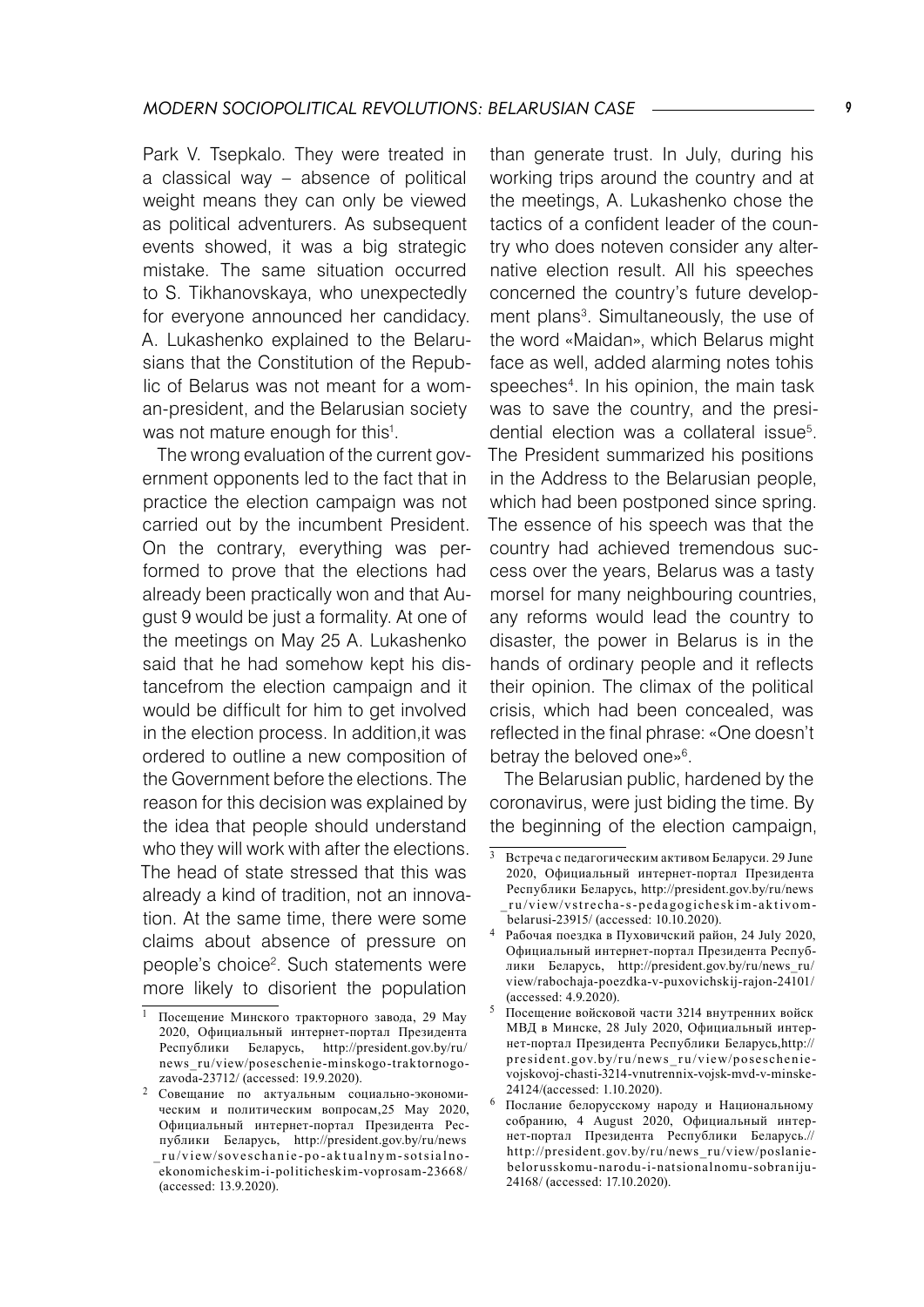Park V. Tsepkalo. They were treated in a classical way – absence of political weight means they can only be viewed as political adventurers. As subsequent events showed, it was a big strategic mistake. The same situation occurred to S. Tikhanovskaya, who unexpectedly for everyone announced her candidacy. A. Lukashenko explained to the Belarusians that the Constitution of the Republic of Belarus was not meant for a woman-president, and the Belarusian society was not mature enough for this[1].

The wrong evaluation of the current government opponents led to the fact that in practice the election campaign was not carried out by the incumbent President. On the contrary, everything was performed to prove that the elections had already been practically won and that August 9 would be just a formality. At one of the meetings on May 25 A. Lukashenko said that he had somehow kept his distancefrom the election campaign and it would be difficult for him to get involved in the election process. In addition,it was ordered to outline a new composition of the Government before the elections. The reason for this decision was explained by the idea that people should understand who they will work with after the elections. The head of state stressed that this was already a kind of tradition, not an innovation. At the same time, there were some claims about absence of pressure on people's choice[2]. Such statements were more likely to disorient the population than generate trust. In July, during his working trips around the country and at the meetings, A. Lukashenko chose the tactics of a confident leader of the country who does noteven consider any alternative election result. All his speeches concerned the country's future development plans[3]. Simultaneously, the use of the word «Maidan», which Belarus might face as well, added alarming notes tohis speeches[4]. In his opinion, the main task was to save the country, and the presidential election was a collateral issue[5]. The President summarized his positions in the Address to the Belarusian people, which had been postponed since spring. The essence of his speech was that the country had achieved tremendous success over the years, Belarus was a tasty morsel for many neighbouring countries, any reforms would lead the country to disaster, the power in Belarus is in the hands of ordinary people and it reflects their opinion. The climax of the political crisis, which had been concealed, was reflected in the final phrase: «One doesn't betray the beloved one»[6].

The Belarusian public, hardened by the coronavirus, were just biding the time. By the beginning of the election campaign,

---

[1] Посещение Минского тракторного завода, 29 May 2020, Официальный интернет-портал Президента Республики Беларусь, http://president.gov.by/ru/news_ru/view/poseschenie-minskogo-traktornogo-zavoda-23712/ (accessed: 19.9.2020).

[2] Совещание по актуальным социально-экономическим и политическим вопросам,25 May 2020, Официальный интернет-портал Президента Республики Беларусь, http://president.gov.by/ru/news_ru/view/soveschanie-po-aktualnym-sotsialno-ekonomicheskim-i-politicheskim-voprosam-23668/ (accessed: 13.9.2020).

[3] Встреча с педагогическим активом Беларуси. 29 June 2020, Официальный интернет-портал Президента Республики Беларусь, http://president.gov.by/ru/news_ru/view/vstrecha-s-pedagogicheskim-aktivom-belarusi-23915/ (accessed: 10.10.2020).

[4] Рабочая поездка в Пуховичский район, 24 July 2020, Официальный интернет-портал Президента Республики Беларусь, http://president.gov.by/ru/news_ru/view/rabochaja-poezdka-v-puxovichskij-rajon-24101/ (accessed: 4.9.2020).

[5] Посещение войсковой части 3214 внутренних войск МВД в Минске, 28 July 2020, Официальный интернет-портал Президента Республики Беларусь,http://president.gov.by/ru/news_ru/view/poseschenie-vojskovoj-chasti-3214-vnutrennix-vojsk-mvd-v-minske-24124/(accessed: 1.10.2020).

[6] Послание белорусскому народу и Национальному собранию, 4 August 2020, Официальный интернет-портал Президента Республики Беларусь.// http://president.gov.by/ru/news_ru/view/poslanie-belorusskomu-narodu-i-natsionalnomu-sobraniju-24168/ (accessed: 17.10.2020).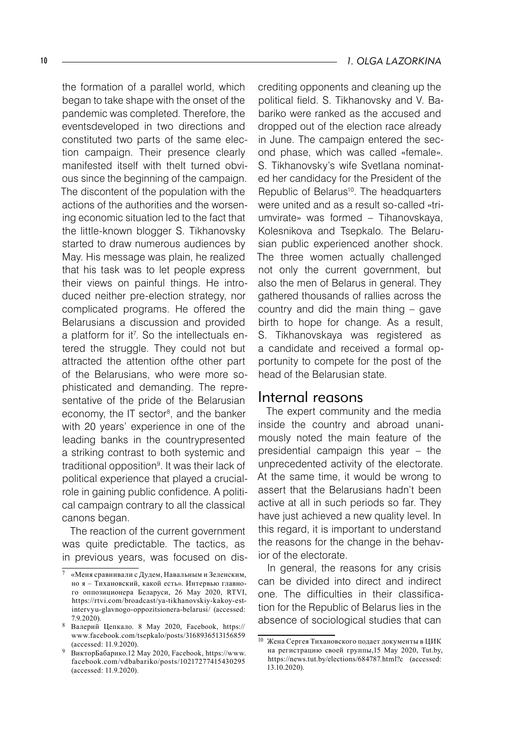the formation of a parallel world, which began to take shape with the onset of the pandemic was completed. Therefore, the eventsdeveloped in two directions and constituted two parts of the same election campaign. Their presence clearly manifested itself with theIt turned obvious since the beginning of the campaign. The discontent of the population with the actions of the authorities and the worsening economic situation led to the fact that the little-known blogger S. Tikhanovsky started to draw numerous audiences by May. His message was plain, he realized that his task was to let people express their views on painful things. He introduced neither pre-election strategy, nor complicated programs. He offered the Belarusians a discussion and provided a platform for it[7]. So the intellectuals entered the struggle. They could not but attracted the attention ofthe other part of the Belarusians, who were more sophisticated and demanding. The representative of the pride of the Belarusian economy, the IT sector[8], and the banker with 20 years' experience in one of the leading banks in the countrypresented a striking contrast to both systemic and traditional opposition[9]. It was their lack of political experience that played a crucialrole in gaining public confidence. A political campaign contrary to all the classical canons began.

The reaction of the current government was quite predictable. The tactics, as in previous years, was focused on discrediting opponents and cleaning up the political field. S. Tikhanovsky and V. Babariko were ranked as the accused and dropped out of the election race already in June. The campaign entered the second phase, which was called «female». S. Tikhanovsky's wife Svetlana nominated her candidacy for the President of the Republic of Belarus[10]. The headquarters were united and as a result so-called «triumvirate» was formed – Tihanovskaya, Kolesnikova and Tsepkalo. The Belarusian public experienced another shock. The three women actually challenged not only the current government, but also the men of Belarus in general. They gathered thousands of rallies across the country and did the main thing – gave birth to hope for change. As a result, S. Tikhanovskaya was registered as a candidate and received a formal opportunity to compete for the post of the head of the Belarusian state.

## Internal reasons

The expert community and the media inside the country and abroad unanimously noted the main feature of the presidential campaign this year – the unprecedented activity of the electorate. At the same time, it would be wrong to assert that the Belarusians hadn't been active at all in such periods so far. They have just achieved a new quality level. In this regard, it is important to understand the reasons for the change in the behavior of the electorate.

In general, the reasons for any crisis can be divided into direct and indirect one. The difficulties in their classification for the Republic of Belarus lies in the absence of sociological studies that can

---

[7] «Меня сравнивали с Дудем, Навальным и Зеленским, но я – Тихановский, какой есть». Интервью главного оппозиционера Беларуси, 26 May 2020, RTVI, https://rtvi.com/broadcast/ya-tikhanovskiy-kakoy-est-intervyu-glavnogo-oppozitsionera-belarusi/ (accessed: 7.9.2020).

[8] Валерий Цепкало. 8 May 2020, Facebook, https://www.facebook.com/tsepkalo/posts/3168936513156859 (accessed: 11.9.2020).

[9] ВикторБабарико.12 May 2020, Facebook, https://www.facebook.com/vdbabariko/posts/10217277415430295 (accessed: 11.9.2020).

[10] Жена Сергея Тихановского подает документы в ЦИК на регистрацию своей группы,15 May 2020, Tut.by, https://news.tut.by/elections/684787.html?c (accessed: 13.10.2020).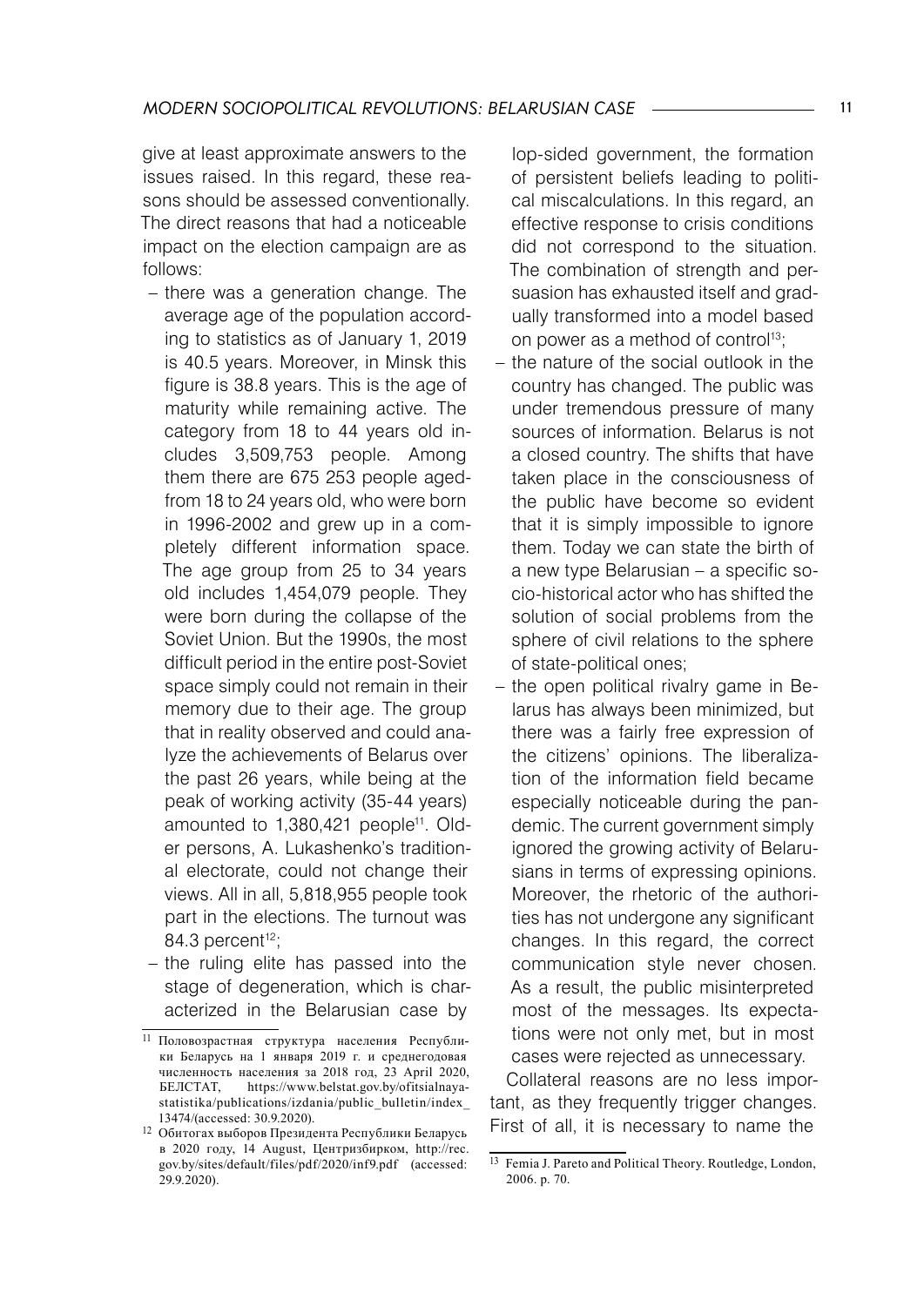give at least approximate answers to the issues raised. In this regard, these reasons should be assessed conventionally. The direct reasons that had a noticeable impact on the election campaign are as follows:

– there was a generation change. The average age of the population according to statistics as of January 1, 2019 is 40.5 years. Moreover, in Minsk this figure is 38.8 years. This is the age of maturity while remaining active. The category from 18 to 44 years old includes 3,509,753 people. Among them there are 675 253 people agedfrom 18 to 24 years old, who were born in 1996-2002 and grew up in a completely different information space. The age group from 25 to 34 years old includes 1,454,079 people. They were born during the collapse of the Soviet Union. But the 1990s, the most difficult period in the entire post-Soviet space simply could not remain in their memory due to their age. The group that in reality observed and could analyze the achievements of Belarus over the past 26 years, while being at the peak of working activity (35-44 years) amounted to 1,380,421 people[11]. Older persons, A. Lukashenko's traditional electorate, could not change their views. All in all, 5,818,955 people took part in the elections. The turnout was 84.3 percent[12];

– the ruling elite has passed into the stage of degeneration, which is characterized in the Belarusian case by lop-sided government, the formation of persistent beliefs leading to political miscalculations. In this regard, an effective response to crisis conditions did not correspond to the situation. The combination of strength and persuasion has exhausted itself and gradually transformed into a model based on power as a method of control[13];

– the nature of the social outlook in the country has changed. The public was under tremendous pressure of many sources of information. Belarus is not a closed country. The shifts that have taken place in the consciousness of the public have become so evident that it is simply impossible to ignore them. Today we can state the birth of a new type Belarusian – a specific socio-historical actor who has shifted the solution of social problems from the sphere of civil relations to the sphere of state-political ones;

– the open political rivalry game in Belarus has always been minimized, but there was a fairly free expression of the citizens' opinions. The liberalization of the information field became especially noticeable during the pandemic. The current government simply ignored the growing activity of Belarusians in terms of expressing opinions. Moreover, the rhetoric of the authorities has not undergone any significant changes. In this regard, the correct communication style never chosen. As a result, the public misinterpreted most of the messages. Its expectations were not only met, but in most cases were rejected as unnecessary.

Collateral reasons are no less important, as they frequently trigger changes. First of all, it is necessary to name the

---

[11] Половозрастная структура населения Республики Беларусь на 1 января 2019 г. и среднегодовая численность населения за 2018 год, 23 April 2020, БЕЛСТАТ, https://www.belstat.gov.by/ofitsialnaya-statistika/publications/izdania/public_bulletin/index_13474/(accessed: 30.9.2020).

[12] Обитогах выборов Президента Республики Беларусь в 2020 году, 14 August, Центризбирком, http://rec.gov.by/sites/default/files/pdf/2020/inf9.pdf (accessed: 29.9.2020).

[13] Femia J. Pareto and Political Theory. Routledge, London, 2006. p. 70.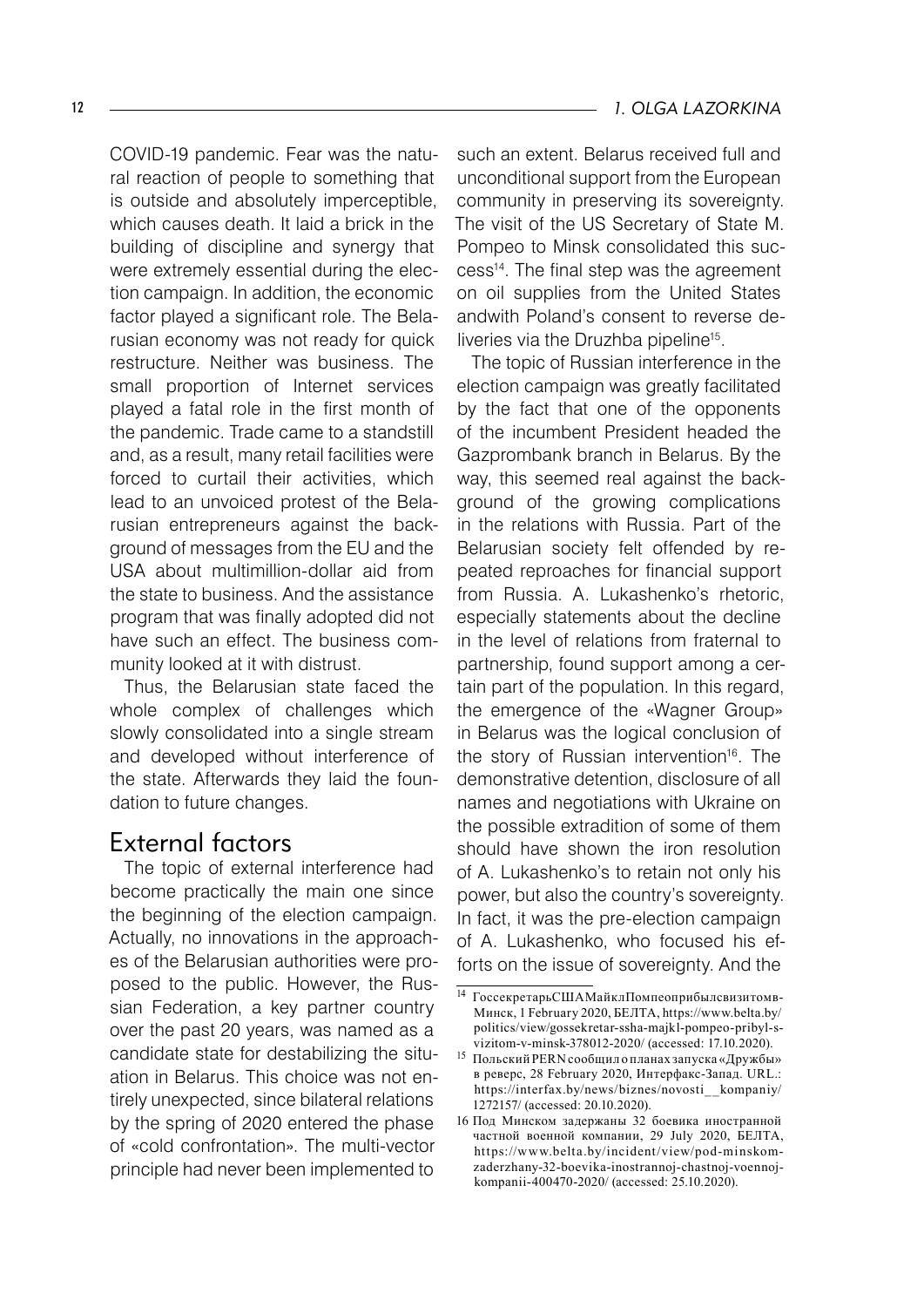COVID-19 pandemic. Fear was the natural reaction of people to something that is outside and absolutely imperceptible, which causes death. It laid a brick in the building of discipline and synergy that were extremely essential during the election campaign. In addition, the economic factor played a significant role. The Belarusian economy was not ready for quick restructure. Neither was business. The small proportion of Internet services played a fatal role in the first month of the pandemic. Trade came to a standstill and, as a result, many retail facilities were forced to curtail their activities, which lead to an unvoiced protest of the Belarusian entrepreneurs against the background of messages from the EU and the USA about multimillion-dollar aid from the state to business. And the assistance program that was finally adopted did not have such an effect. The business community looked at it with distrust.

Thus, the Belarusian state faced the whole complex of challenges which slowly consolidated into a single stream and developed without interference of the state. Afterwards they laid the foundation to future changes.

## External factors

The topic of external interference had become practically the main one since the beginning of the election campaign. Actually, no innovations in the approaches of the Belarusian authorities were proposed to the public. However, the Russian Federation, a key partner country over the past 20 years, was named as a candidate state for destabilizing the situation in Belarus. This choice was not entirely unexpected, since bilateral relations by the spring of 2020 entered the phase of «cold confrontation». The multi-vector principle had never been implemented to such an extent. Belarus received full and unconditional support from the European community in preserving its sovereignty. The visit of the US Secretary of State M. Pompeo to Minsk consolidated this success[14]. The final step was the agreement on oil supplies from the United States andwith Poland's consent to reverse deliveries via the Druzhba pipeline[15].

The topic of Russian interference in the election campaign was greatly facilitated by the fact that one of the opponents of the incumbent President headed the Gazprombank branch in Belarus. By the way, this seemed real against the background of the growing complications in the relations with Russia. Part of the Belarusian society felt offended by repeated reproaches for financial support from Russia. A. Lukashenko's rhetoric, especially statements about the decline in the level of relations from fraternal to partnership, found support among a certain part of the population. In this regard, the emergence of the «Wagner Group» in Belarus was the logical conclusion of the story of Russian intervention[16]. The demonstrative detention, disclosure of all names and negotiations with Ukraine on the possible extradition of some of them should have shown the iron resolution of A. Lukashenko's to retain not only his power, but also the country's sovereignty. In fact, it was the pre-election campaign of A. Lukashenko, who focused his efforts on the issue of sovereignty. And the

---

[14] ГоссекретарьСШАМайклПомпеоприбылсвизитомв-Минск, 1 February 2020, БЕЛТА, https://www.belta.by/politics/view/gossekretar-ssha-majkl-pompeo-pribyl-s-vizitom-v-minsk-378012-2020/ (accessed: 17.10.2020).

[15] Польский PERN сообщил о планах запуска «Дружбы» в реверс, 28 February 2020, Интерфакс-Запад. URL.: https://interfax.by/news/biznes/novosti__kompaniy/1272157/ (accessed: 20.10.2020).

[16] Под Минском задержаны 32 боевика иностранной частной военной компании, 29 July 2020, БЕЛТА, https://www.belta.by/incident/view/pod-minskom-zaderzhany-32-boevika-inostrannoj-chastnoj-voennoj-kompanii-400470-2020/ (accessed: 25.10.2020).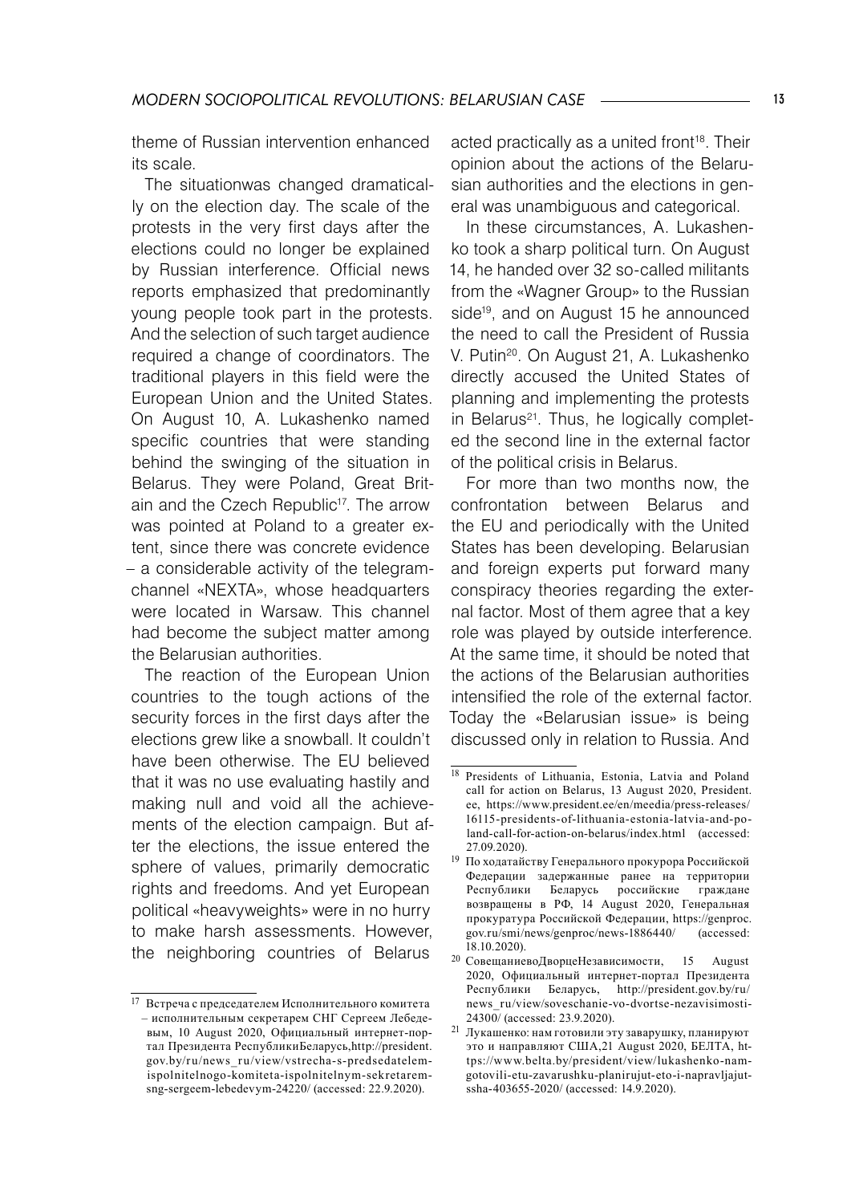theme of Russian intervention enhanced its scale.

The situationwas changed dramatically on the election day. The scale of the protests in the very first days after the elections could no longer be explained by Russian interference. Official news reports emphasized that predominantly young people took part in the protests. And the selection of such target audience required a change of coordinators. The traditional players in this field were the European Union and the United States. On August 10, A. Lukashenko named specific countries that were standing behind the swinging of the situation in Belarus. They were Poland, Great Britain and the Czech Republic[17]. The arrow was pointed at Poland to a greater extent, since there was concrete evidence – a considerable activity of the telegram-channel «NEXTA», whose headquarters were located in Warsaw. This channel had become the subject matter among the Belarusian authorities.

The reaction of the European Union countries to the tough actions of the security forces in the first days after the elections grew like a snowball. It couldn't have been otherwise. The EU believed that it was no use evaluating hastily and making null and void all the achievements of the election campaign. But after the elections, the issue entered the sphere of values, primarily democratic rights and freedoms. And yet European political «heavyweights» were in no hurry to make harsh assessments. However, the neighboring countries of Belarus acted practically as a united front[18]. Their opinion about the actions of the Belarusian authorities and the elections in general was unambiguous and categorical.

In these circumstances, A. Lukashenko took a sharp political turn. On August 14, he handed over 32 so-called militants from the «Wagner Group» to the Russian side[19], and on August 15 he announced the need to call the President of Russia V. Putin[20]. On August 21, A. Lukashenko directly accused the United States of planning and implementing the protests in Belarus[21]. Thus, he logically completed the second line in the external factor of the political crisis in Belarus.

For more than two months now, the confrontation between Belarus and the EU and periodically with the United States has been developing. Belarusian and foreign experts put forward many conspiracy theories regarding the external factor. Most of them agree that a key role was played by outside interference. At the same time, it should be noted that the actions of the Belarusian authorities intensified the role of the external factor. Today the «Belarusian issue» is being discussed only in relation to Russia. And

---

[17] Встреча с председателем Исполнительного комитета – исполнительным секретарем СНГ Сергеем Лебедевым, 10 August 2020, Официальный интернет-портал Президента РеспубликиБеларусь,http://president.gov.by/ru/news_ru/view/vstrecha-s-predsedatelem-ispolnitelnogo-komiteta-ispolnitelnym-sekretarem-sng-sergeem-lebedevym-24220/ (accessed: 22.9.2020).

[18] Presidents of Lithuania, Estonia, Latvia and Poland call for action on Belarus, 13 August 2020, President.ee, https://www.president.ee/en/meedia/press-releases/16115-presidents-of-lithuania-estonia-latvia-and-poland-call-for-action-on-belarus/index.html (accessed: 27.09.2020).

[19] По ходатайству Генерального прокурора Российской Федерации задержанные ранее на территории Республики Беларусь российские граждане возвращены в РФ, 14 August 2020, Генеральная прокуратура Российской Федерации, https://genproc.gov.ru/smi/news/genproc/news-1886440/ (accessed: 18.10.2020).

[20] СовещаниевоДворцеНезависимости, 15 August 2020, Официальный интернет-портал Президента Республики Беларусь, http://president.gov.by/ru/news_ru/view/soveschanie-vo-dvortse-nezavisimosti-24300/ (accessed: 23.9.2020).

[21] Лукашенко: нам готовили эту заварушку, планируют это и направляют США,21 August 2020, БЕЛТА, https://www.belta.by/president/view/lukashenko-nam-gotovili-etu-zavarushku-planirujut-eto-i-napravljajut-ssha-403655-2020/ (accessed: 14.9.2020).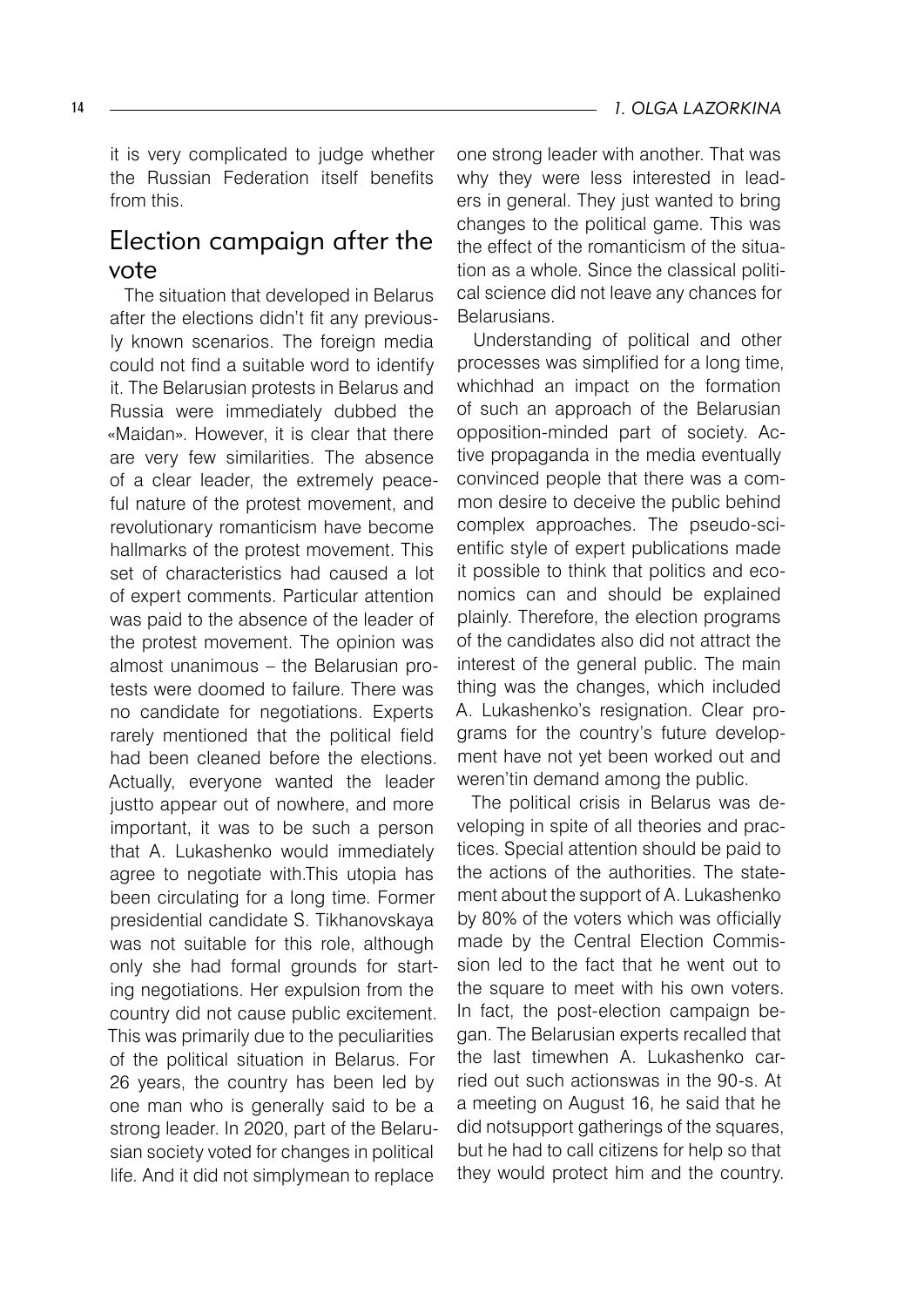it is very complicated to judge whether the Russian Federation itself benefits from this.

## Election campaign after the vote

The situation that developed in Belarus after the elections didn't fit any previously known scenarios. The foreign media could not find a suitable word to identify it. The Belarusian protests in Belarus and Russia were immediately dubbed the «Maidan». However, it is clear that there are very few similarities. The absence of a clear leader, the extremely peaceful nature of the protest movement, and revolutionary romanticism have become hallmarks of the protest movement. This set of characteristics had caused a lot of expert comments. Particular attention was paid to the absence of the leader of the protest movement. The opinion was almost unanimous – the Belarusian protests were doomed to failure. There was no candidate for negotiations. Experts rarely mentioned that the political field had been cleaned before the elections. Actually, everyone wanted the leader justto appear out of nowhere, and more important, it was to be such a person that A. Lukashenko would immediately agree to negotiate with.This utopia has been circulating for a long time. Former presidential candidate S. Tikhanovskaya was not suitable for this role, although only she had formal grounds for starting negotiations. Her expulsion from the country did not cause public excitement. This was primarily due to the peculiarities of the political situation in Belarus. For 26 years, the country has been led by one man who is generally said to be a strong leader. In 2020, part of the Belarusian society voted for changes in political life. And it did not simplymean to replace one strong leader with another. That was why they were less interested in leaders in general. They just wanted to bring changes to the political game. This was the effect of the romanticism of the situation as a whole. Since the classical political science did not leave any chances for Belarusians.

Understanding of political and other processes was simplified for a long time, whichhad an impact on the formation of such an approach of the Belarusian opposition-minded part of society. Active propaganda in the media eventually convinced people that there was a common desire to deceive the public behind complex approaches. The pseudo-scientific style of expert publications made it possible to think that politics and economics can and should be explained plainly. Therefore, the election programs of the candidates also did not attract the interest of the general public. The main thing was the changes, which included A. Lukashenko's resignation. Clear programs for the country's future development have not yet been worked out and weren'tin demand among the public.

The political crisis in Belarus was developing in spite of all theories and practices. Special attention should be paid to the actions of the authorities. The statement about the support of A. Lukashenko by 80% of the voters which was officially made by the Central Election Commission led to the fact that he went out to the square to meet with his own voters. In fact, the post-election campaign began. The Belarusian experts recalled that the last timewhen A. Lukashenko carried out such actionswas in the 90-s. At a meeting on August 16, he said that he did notsupport gatherings of the squares, but he had to call citizens for help so that they would protect him and the country.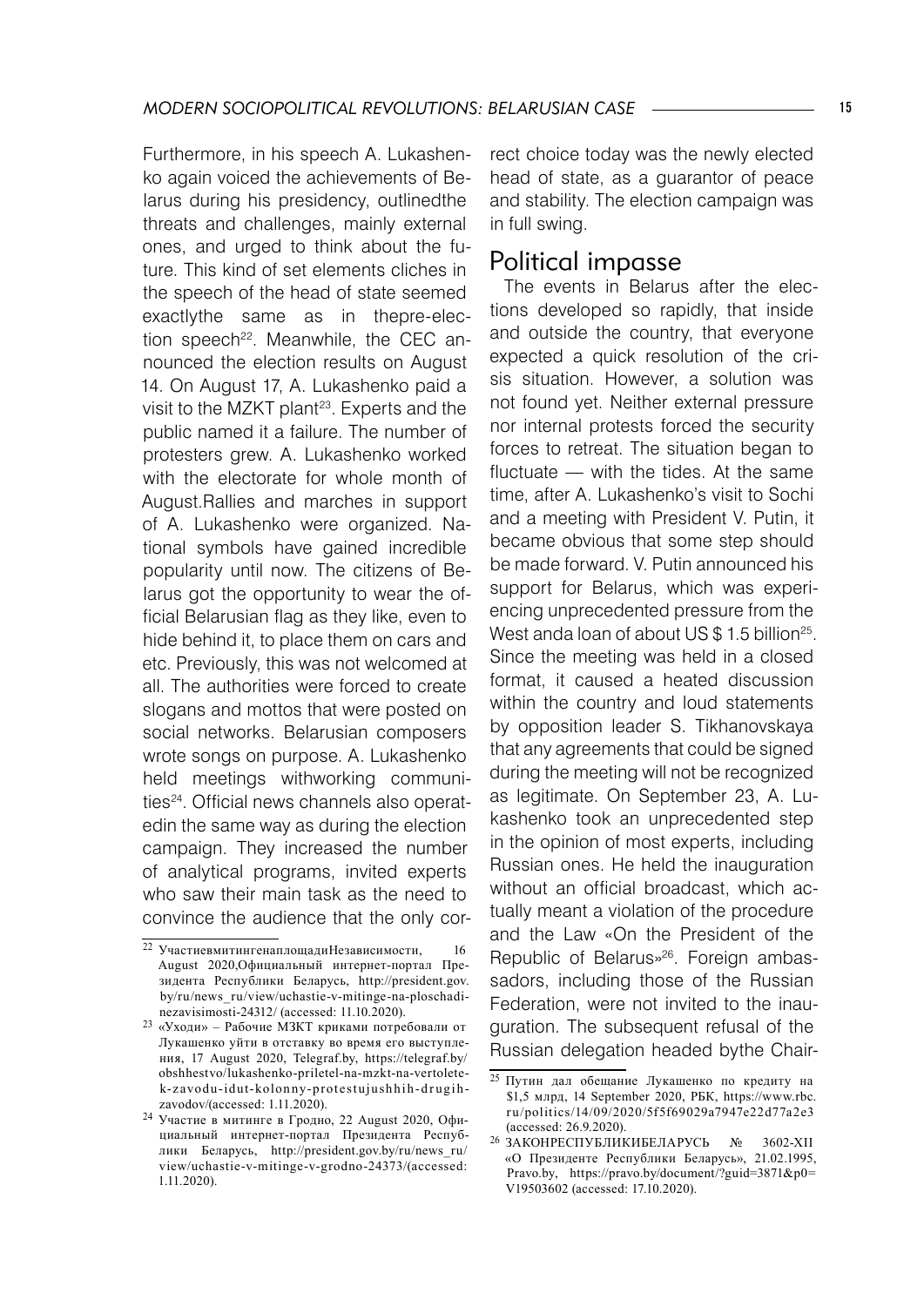Furthermore, in his speech A. Lukashenko again voiced the achievements of Belarus during his presidency, outlinedthe threats and challenges, mainly external ones, and urged to think about the future. This kind of set elements cliches in the speech of the head of state seemed exactlythe same as in thepre-election speech[22]. Meanwhile, the CEC announced the election results on August 14. On August 17, A. Lukashenko paid a visit to the MZKT plant[23]. Experts and the public named it a failure. The number of protesters grew. A. Lukashenko worked with the electorate for whole month of August.Rallies and marches in support of A. Lukashenko were organized. National symbols have gained incredible popularity until now. The citizens of Belarus got the opportunity to wear the official Belarusian flag as they like, even to hide behind it, to place them on cars and etc. Previously, this was not welcomed at all. The authorities were forced to create slogans and mottos that were posted on social networks. Belarusian composers wrote songs on purpose. A. Lukashenko held meetings withworking communities[24]. Official news channels also operatedin the same way as during the election campaign. They increased the number of analytical programs, invited experts who saw their main task as the need to convince the audience that the only correct choice today was the newly elected head of state, as a guarantor of peace and stability. The election campaign was in full swing.

## Political impasse

The events in Belarus after the elections developed so rapidly, that inside and outside the country, that everyone expected a quick resolution of the crisis situation. However, a solution was not found yet. Neither external pressure nor internal protests forced the security forces to retreat. The situation began to fluctuate — with the tides. At the same time, after A. Lukashenko's visit to Sochi and a meeting with President V. Putin, it became obvious that some step should be made forward. V. Putin announced his support for Belarus, which was experiencing unprecedented pressure from the West anda loan of about US $ 1.5 billion[25]. Since the meeting was held in a closed format, it caused a heated discussion within the country and loud statements by opposition leader S. Tikhanovskaya that any agreements that could be signed during the meeting will not be recognized as legitimate. On September 23, A. Lukashenko took an unprecedented step in the opinion of most experts, including Russian ones. He held the inauguration without an official broadcast, which actually meant a violation of the procedure and the Law «On the President of the Republic of Belarus»[26]. Foreign ambassadors, including those of the Russian Federation, were not invited to the inauguration. The subsequent refusal of the Russian delegation headed bythe Chair-

---

[22] УчастиевмитингенаплощадиНезависимости, 16 August 2020,Официальный интернет-портал Президента Республики Беларусь, http://president.gov.by/ru/news_ru/view/uchastie-v-mitinge-na-ploschadi-nezavisimosti-24312/ (accessed: 11.10.2020).

[23] «Уходи» – Рабочие МЗКТ криками потребовали от Лукашенко уйти в отставку во время его выступления, 17 August 2020, Telegraf.by, https://telegraf.by/obshhestvo/lukashenko-priletel-na-mzkt-na-vertoletek-zavodu-idut-kolonny-protestujushhih-drugih-zavodov/(accessed: 1.11.2020).

[24] Участие в митинге в Гродно, 22 August 2020, Официальный интернет-портал Президента Республики Беларусь, http://president.gov.by/ru/news_ru/view/uchastie-v-mitinge-v-grodno-24373/(accessed: 1.11.2020).

[25] Путин дал обещание Лукашенко по кредиту на $1,5 млрд, 14 September 2020, РБК, https://www.rbc.ru/politics/14/09/2020/5f5f69029a7947e22d77a2e3 (accessed: 26.9.2020).

[26] ЗАКОНРЕСПУБЛИКИБЕЛАРУСЬ № 3602-XII «О Президенте Республики Беларусь», 21.02.1995, Pravo.by, https://pravo.by/document/?guid=3871&p0=V19503602 (accessed: 17.10.2020).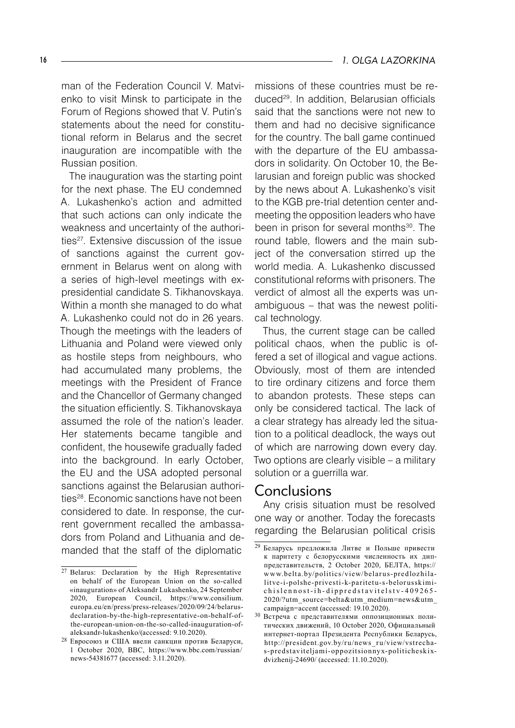man of the Federation Council V. Matvienko to visit Minsk to participate in the Forum of Regions showed that V. Putin's statements about the need for constitutional reform in Belarus and the secret inauguration are incompatible with the Russian position.

The inauguration was the starting point for the next phase. The EU condemned A. Lukashenko's action and admitted that such actions can only indicate the weakness and uncertainty of the authorities[27]. Extensive discussion of the issue of sanctions against the current government in Belarus went on along with a series of high-level meetings with ex-presidential candidate S. Tikhanovskaya. Within a month she managed to do what A. Lukashenko could not do in 26 years. Though the meetings with the leaders of Lithuania and Poland were viewed only as hostile steps from neighbours, who had accumulated many problems, the meetings with the President of France and the Chancellor of Germany changed the situation efficiently. S. Tikhanovskaya assumed the role of the nation's leader. Her statements became tangible and confident, the housewife gradually faded into the background. In early October, the EU and the USA adopted personal sanctions against the Belarusian authorities[28]. Economic sanctions have not been considered to date. In response, the current government recalled the ambassadors from Poland and Lithuania and demanded that the staff of the diplomatic missions of these countries must be reduced[29]. In addition, Belarusian officials said that the sanctions were not new to them and had no decisive significance for the country. The ball game continued with the departure of the EU ambassadors in solidarity. On October 10, the Belarusian and foreign public was shocked by the news about A. Lukashenko's visit to the KGB pre-trial detention center andmeeting the opposition leaders who have been in prison for several months[30]. The round table, flowers and the main subject of the conversation stirred up the world media. A. Lukashenko discussed constitutional reforms with prisoners. The verdict of almost all the experts was unambiguous – that was the newest political technology.

Thus, the current stage can be called political chaos, when the public is offered a set of illogical and vague actions. Obviously, most of them are intended to tire ordinary citizens and force them to abandon protests. These steps can only be considered tactical. The lack of a clear strategy has already led the situation to a political deadlock, the ways out of which are narrowing down every day. Two options are clearly visible – a military solution or a guerrilla war.

## Conclusions

Any crisis situation must be resolved one way or another. Today the forecasts regarding the Belarusian political crisis

---

[27] Belarus: Declaration by the High Representative on behalf of the European Union on the so-called «inauguration» of Aleksandr Lukashenko, 24 September 2020, European Council, https://www.consilium.europa.eu/en/press/press-releases/2020/09/24/belarus-declaration-by-the-high-representative-on-behalf-of-the-european-union-on-the-so-called-inauguration-of-aleksandr-lukashenko/(accessed: 9.10.2020).

[28] Евросоюз и США ввели санкции против Беларуси, 1 October 2020, BBC, https://www.bbc.com/russian/news-54381677 (accessed: 3.11.2020).

[29] Беларусь предложила Литве и Польше привести к паритету с белорусскими численность их дипредставительств, 2 October 2020, БЕЛТА, https://www.belta.by/politics/view/belarus-predlozhila-litve-i-polshe-privesti-k-paritetu-s-belorusskimi-chislennost-ih-dippredstavitelstv-409265-2020/?utm_source=belta&utm_medium=news&utm_campaign=accent (accessed: 19.10.2020).

[30] Встреча с представителями оппозиционных политических движений, 10 October 2020, Официальный интернет-портал Президента Республики Беларусь, http://president.gov.by/ru/news_ru/view/vstrecha-s-predstaviteljami-oppozitsionnyx-politicheskix-dvizhenij-24690/ (accessed: 11.10.2020).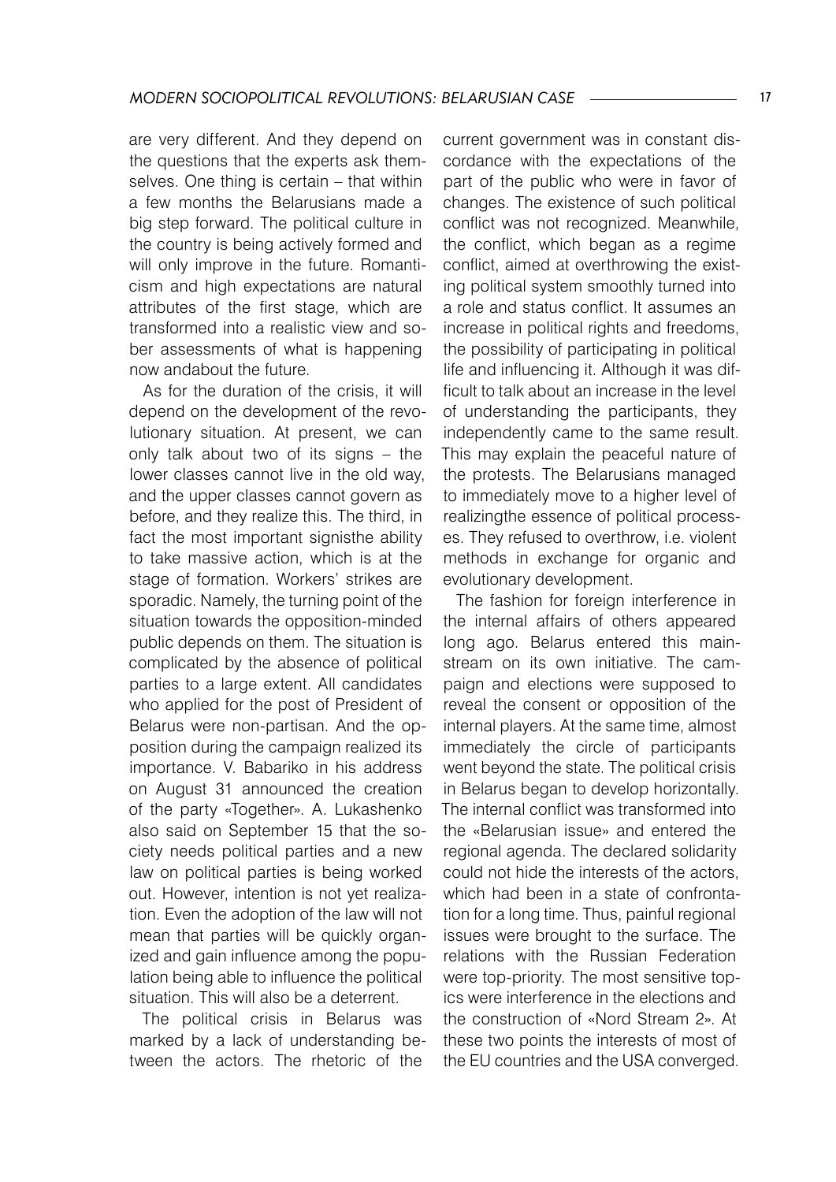are very different. And they depend on the questions that the experts ask themselves. One thing is certain – that within a few months the Belarusians made a big step forward. The political culture in the country is being actively formed and will only improve in the future. Romanticism and high expectations are natural attributes of the first stage, which are transformed into a realistic view and sober assessments of what is happening now andabout the future.

As for the duration of the crisis, it will depend on the development of the revolutionary situation. At present, we can only talk about two of its signs – the lower classes cannot live in the old way, and the upper classes cannot govern as before, and they realize this. The third, in fact the most important signisthe ability to take massive action, which is at the stage of formation. Workers' strikes are sporadic. Namely, the turning point of the situation towards the opposition-minded public depends on them. The situation is complicated by the absence of political parties to a large extent. All candidates who applied for the post of President of Belarus were non-partisan. And the opposition during the campaign realized its importance. V. Babariko in his address on August 31 announced the creation of the party «Together». A. Lukashenko also said on September 15 that the society needs political parties and a new law on political parties is being worked out. However, intention is not yet realization. Even the adoption of the law will not mean that parties will be quickly organized and gain influence among the population being able to influence the political situation. This will also be a deterrent.

The political crisis in Belarus was marked by a lack of understanding between the actors. The rhetoric of the current government was in constant discordance with the expectations of the part of the public who were in favor of changes. The existence of such political conflict was not recognized. Meanwhile, the conflict, which began as a regime conflict, aimed at overthrowing the existing political system smoothly turned into a role and status conflict. It assumes an increase in political rights and freedoms, the possibility of participating in political life and influencing it. Although it was difficult to talk about an increase in the level of understanding the participants, they independently came to the same result. This may explain the peaceful nature of the protests. The Belarusians managed to immediately move to a higher level of realizingthe essence of political processes. They refused to overthrow, i.e. violent methods in exchange for organic and evolutionary development.

The fashion for foreign interference in the internal affairs of others appeared long ago. Belarus entered this mainstream on its own initiative. The campaign and elections were supposed to reveal the consent or opposition of the internal players. At the same time, almost immediately the circle of participants went beyond the state. The political crisis in Belarus began to develop horizontally. The internal conflict was transformed into the «Belarusian issue» and entered the regional agenda. The declared solidarity could not hide the interests of the actors, which had been in a state of confrontation for a long time. Thus, painful regional issues were brought to the surface. The relations with the Russian Federation were top-priority. The most sensitive topics were interference in the elections and the construction of «Nord Stream 2». At these two points the interests of most of the EU countries and the USA converged.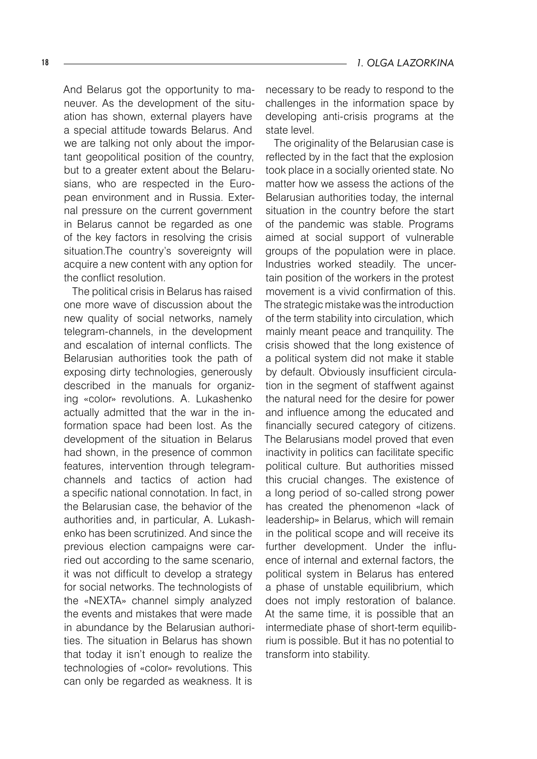And Belarus got the opportunity to maneuver. As the development of the situation has shown, external players have a special attitude towards Belarus. And we are talking not only about the important geopolitical position of the country, but to a greater extent about the Belarusians, who are respected in the European environment and in Russia. External pressure on the current government in Belarus cannot be regarded as one of the key factors in resolving the crisis situation.The country's sovereignty will acquire a new content with any option for the conflict resolution.

The political crisis in Belarus has raised one more wave of discussion about the new quality of social networks, namely telegram-channels, in the development and escalation of internal conflicts. The Belarusian authorities took the path of exposing dirty technologies, generously described in the manuals for organizing «color» revolutions. A. Lukashenko actually admitted that the war in the information space had been lost. As the development of the situation in Belarus had shown, in the presence of common features, intervention through telegram-channels and tactics of action had a specific national connotation. In fact, in the Belarusian case, the behavior of the authorities and, in particular, A. Lukashenko has been scrutinized. And since the previous election campaigns were carried out according to the same scenario, it was not difficult to develop a strategy for social networks. The technologists of the «NEXTA» channel simply analyzed the events and mistakes that were made in abundance by the Belarusian authorities. The situation in Belarus has shown that today it isn't enough to realize the technologies of «color» revolutions. This can only be regarded as weakness. It is necessary to be ready to respond to the challenges in the information space by developing anti-crisis programs at the state level.

The originality of the Belarusian case is reflected by in the fact that the explosion took place in a socially oriented state. No matter how we assess the actions of the Belarusian authorities today, the internal situation in the country before the start of the pandemic was stable. Programs aimed at social support of vulnerable groups of the population were in place. Industries worked steadily. The uncertain position of the workers in the protest movement is a vivid confirmation of this. The strategic mistake was the introduction of the term stability into circulation, which mainly meant peace and tranquility. The crisis showed that the long existence of a political system did not make it stable by default. Obviously insufficient circulation in the segment of staffwent against the natural need for the desire for power and influence among the educated and financially secured category of citizens. The Belarusians model proved that even inactivity in politics can facilitate specific political culture. But authorities missed this crucial changes. The existence of a long period of so-called strong power has created the phenomenon «lack of leadership» in Belarus, which will remain in the political scope and will receive its further development. Under the influence of internal and external factors, the political system in Belarus has entered a phase of unstable equilibrium, which does not imply restoration of balance. At the same time, it is possible that an intermediate phase of short-term equilibrium is possible. But it has no potential to transform into stability.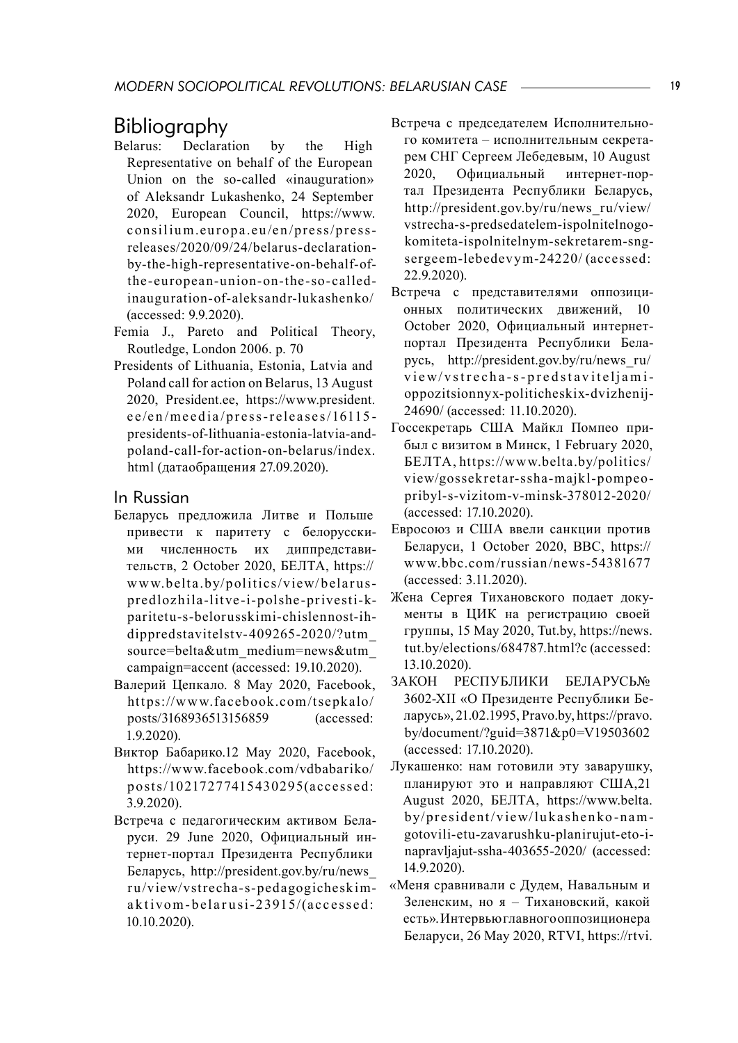# Bibliography

Belarus: Declaration by the High Representative on behalf of the European Union on the so-called «inauguration» of Aleksandr Lukashenko, 24 September 2020, European Council, https://www.consilium.europa.eu/en/press/press-releases/2020/09/24/belarus-declaration-by-the-high-representative-on-behalf-of-the-european-union-on-the-so-called-inauguration-of-aleksandr-lukashenko/ (accessed: 9.9.2020).

Femia J., Pareto and Political Theory, Routledge, London 2006. p. 70

Presidents of Lithuania, Estonia, Latvia and Poland call for action on Belarus, 13 August 2020, President.ee, https://www.president.ee/en/meedia/press-releases/16115-presidents-of-lithuania-estonia-latvia-and-poland-call-for-action-on-belarus/index.html (датаобращения 27.09.2020).

## In Russian

Беларусь предложила Литве и Польше привести к паритету с белорусскими численность их диппредставительств, 2 October 2020, БЕЛТА, https://www.belta.by/politics/view/belarus-predlozhila-litve-i-polshe-privesti-k-paritetu-s-belorusskimi-chislennost-ih-dippredstavitelstv-409265-2020/?utm_source=belta&utm_medium=news&utm_campaign=accent (accessed: 19.10.2020).

Валерий Цепкало. 8 May 2020, Facebook, https://www.facebook.com/tsepkalo/posts/3168936513156859 (accessed: 1.9.2020).

Виктор Бабарико.12 May 2020, Facebook, https://www.facebook.com/vdbabariko/posts/10217277415430295(accessed: 3.9.2020).

Встреча с педагогическим активом Беларуси. 29 June 2020, Официальный интернет-портал Президента Республики Беларусь, http://president.gov.by/ru/news_ru/view/vstrecha-s-pedagogicheskim-aktivom-belarusi-23915/(accessed: 10.10.2020).

Встреча с председателем Исполнительного комитета – исполнительным секретарем СНГ Сергеем Лебедевым, 10 August 2020, Официальный интернет-портал Президента Республики Беларусь, http://president.gov.by/ru/news_ru/view/vstrecha-s-predsedatelem-ispolnitelnogo-komiteta-ispolnitelnym-sekretarem-sng-sergeem-lebedevym-24220/ (accessed: 22.9.2020).

Встреча с представителями оппозиционных политических движений, 10 October 2020, Официальный интернет-портал Президента Республики Беларусь, http://president.gov.by/ru/news_ru/view/vstrecha-s-predstaviteljami-oppozitsionnyx-politicheskix-dvizhenij-24690/ (accessed: 11.10.2020).

Госсекретарь США Майкл Помпео прибыл с визитом в Минск, 1 February 2020, БЕЛТА, https://www.belta.by/politics/view/gossekretar-ssha-majkl-pompeo-pribyl-s-vizitom-v-minsk-378012-2020/ (accessed: 17.10.2020).

Евросоюз и США ввели санкции против Беларуси, 1 October 2020, BBC, https://www.bbc.com/russian/news-54381677 (accessed: 3.11.2020).

Жена Сергея Тихановского подает документы в ЦИК на регистрацию своей группы, 15 May 2020, Tut.by, https://news.tut.by/elections/684787.html?c (accessed: 13.10.2020).

ЗАКОН РЕСПУБЛИКИ БЕЛАРУСЬ№ 3602-XII «О Президенте Республики Беларусь», 21.02.1995, Pravo.by, https://pravo.by/document/?guid=3871&p0=V19503602 (accessed: 17.10.2020).

Лукашенко: нам готовили эту заварушку, планируют это и направляют США,21 August 2020, БЕЛТА, https://www.belta.by/president/view/lukashenko-nam-gotovili-etu-zavarushku-planirujut-eto-i-napravljajut-ssha-403655-2020/ (accessed: 14.9.2020).

«Меня сравнивали с Дудем, Навальным и Зеленским, но я – Тихановский, какой есть».Интервьюглавногооппозиционера Беларуси, 26 May 2020, RTVI, https://rtvi.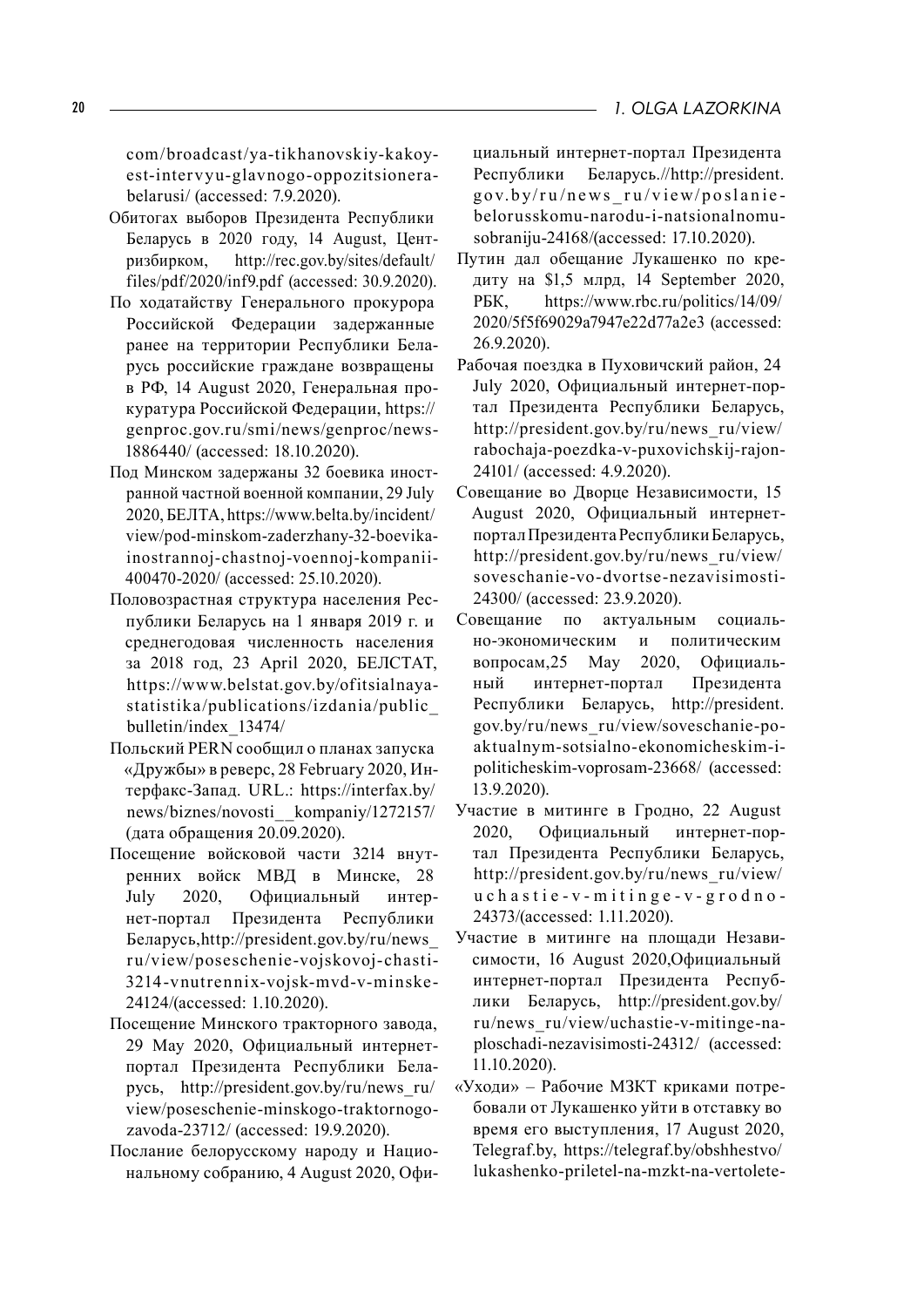com/broadcast/ya-tikhanovskiy-kakoy-est-intervyu-glavnogo-oppozitsionera-belarusi/ (accessed: 7.9.2020).

Обитогах выборов Президента Республики Беларусь в 2020 году, 14 August, Центризбирком, http://rec.gov.by/sites/default/files/pdf/2020/inf9.pdf (accessed: 30.9.2020).

По ходатайству Генерального прокурора Российской Федерации задержанные ранее на территории Республики Беларусь российские граждане возвращены в РФ, 14 August 2020, Генеральная прокуратура Российской Федерации, https://genproc.gov.ru/smi/news/genproc/news-1886440/ (accessed: 18.10.2020).

Под Минском задержаны 32 боевика иностранной частной военной компании, 29 July 2020, БЕЛТА, https://www.belta.by/incident/view/pod-minskom-zaderzhany-32-boevika-inostrannoj-chastnoj-voennoj-kompanii-400470-2020/ (accessed: 25.10.2020).

Половозрастная структура населения Республики Беларусь на 1 января 2019 г. и среднегодовая численность населения за 2018 год, 23 April 2020, БЕЛСТАТ, https://www.belstat.gov.by/ofitsialnaya-statistika/publications/izdania/public_bulletin/index_13474/

Польский PERN сообщил о планах запуска «Дружбы» в реверс, 28 February 2020, Интерфакс-Запад. URL.: https://interfax.by/news/biznes/novosti__kompaniy/1272157/ (дата обращения 20.09.2020).

Посещение войсковой части 3214 внутренних войск МВД в Минске, 28 July 2020, Официальный интернет-портал Президента Республики Беларусь,http://president.gov.by/ru/news_ru/view/poseschenie-vojskovoj-chasti-3214-vnutrennix-vojsk-mvd-v-minske-24124/(accessed: 1.10.2020).

Посещение Минского тракторного завода, 29 May 2020, Официальный интернет-портал Президента Республики Беларусь, http://president.gov.by/ru/news_ru/view/poseschenie-minskogo-traktornogo-zavoda-23712/ (accessed: 19.9.2020).

Послание белорусскому народу и Национальному собранию, 4 August 2020, Официальный интернет-портал Президента Республики Беларусь.//http://president.gov.by/ru/news_ru/view/poslanie-belorusskomu-narodu-i-natsionalnomu-sobraniju-24168/(accessed: 17.10.2020).

Путин дал обещание Лукашенко по кредиту на $1,5 млрд, 14 September 2020, РБК, https://www.rbc.ru/politics/14/09/2020/5f5f69029a7947e22d77a2e3 (accessed: 26.9.2020).

Рабочая поездка в Пуховичский район, 24 July 2020, Официальный интернет-портал Президента Республики Беларусь, http://president.gov.by/ru/news_ru/view/rabochaja-poezdka-v-puxovichskij-rajon-24101/ (accessed: 4.9.2020).

Совещание во Дворце Независимости, 15 August 2020, Официальный интернет-портал Президента Республики Беларусь, http://president.gov.by/ru/news_ru/view/soveschanie-vo-dvortse-nezavisimosti-24300/ (accessed: 23.9.2020).

Совещание по актуальным социально-экономическим и политическим вопросам,25 May 2020, Официальный интернет-портал Президента Республики Беларусь, http://president.gov.by/ru/news_ru/view/soveschanie-po-aktualnym-sotsialno-ekonomicheskim-i-politicheskim-voprosam-23668/ (accessed: 13.9.2020).

Участие в митинге в Гродно, 22 August 2020, Официальный интернет-портал Президента Республики Беларусь, http://president.gov.by/ru/news_ru/view/uchastie-v-mitinge-v-grodno-24373/(accessed: 1.11.2020).

Участие в митинге на площади Независимости, 16 August 2020,Официальный интернет-портал Президента Республики Беларусь, http://president.gov.by/ru/news_ru/view/uchastie-v-mitinge-na-ploschadi-nezavisimosti-24312/ (accessed: 11.10.2020).

«Уходи» – Рабочие МЗКТ криками потребовали от Лукашенко уйти в отставку во время его выступления, 17 August 2020, Telegraf.by, https://telegraf.by/obshhestvo/lukashenko-priletel-na-mzkt-na-vertolete-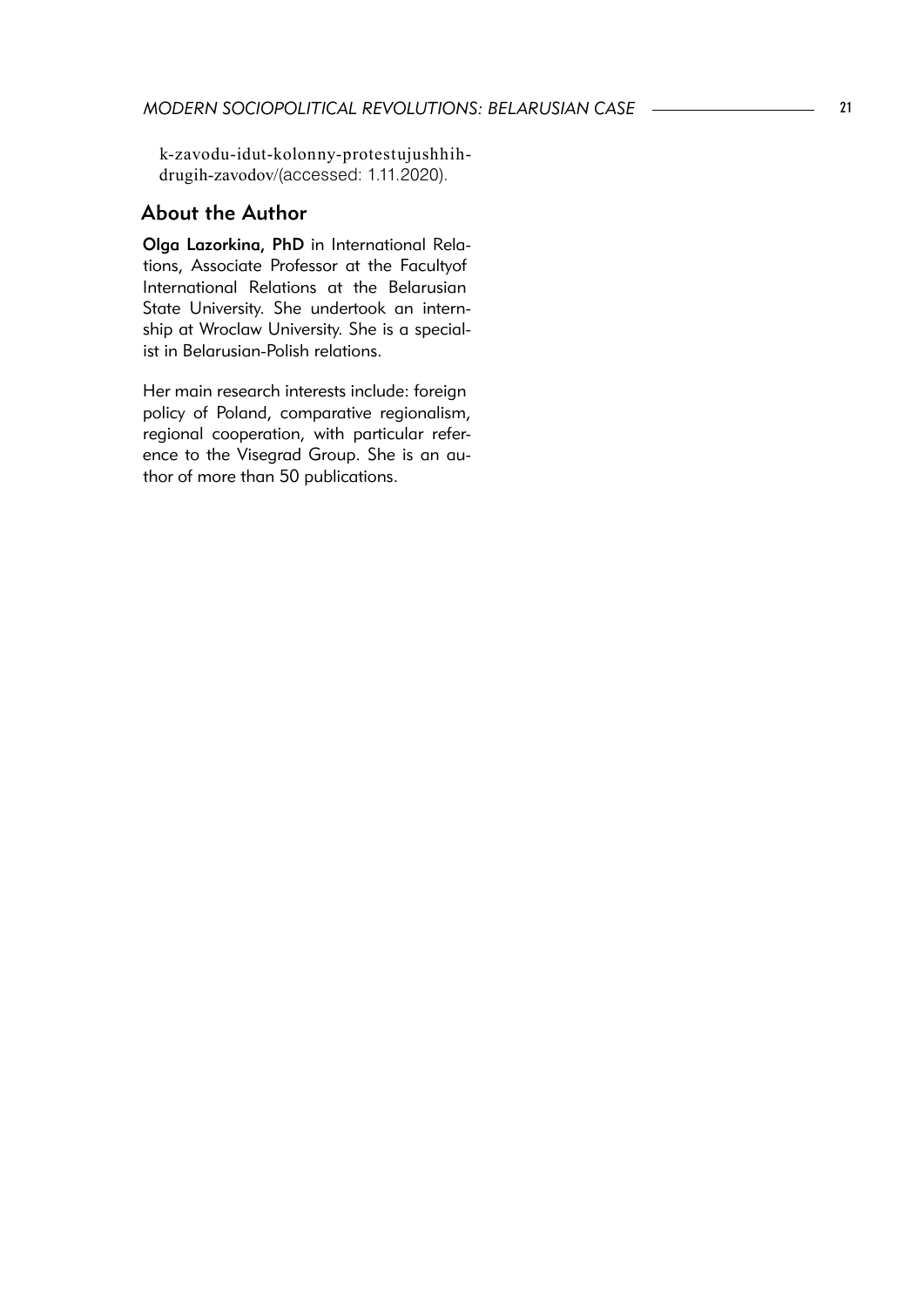k-zavodu-idut-kolonny-protestujushhih-drugih-zavodov/(accessed: 1.11.2020).

## About the Author

**Olga Lazorkina, PhD** in International Relations, Associate Professor at the Facultyof International Relations at the Belarusian State University. She undertook an internship at Wroclaw University. She is a specialist in Belarusian-Polish relations.

Her main research interests include: foreign policy of Poland, comparative regionalism, regional cooperation, with particular reference to the Visegrad Group. She is an author of more than 50 publications.